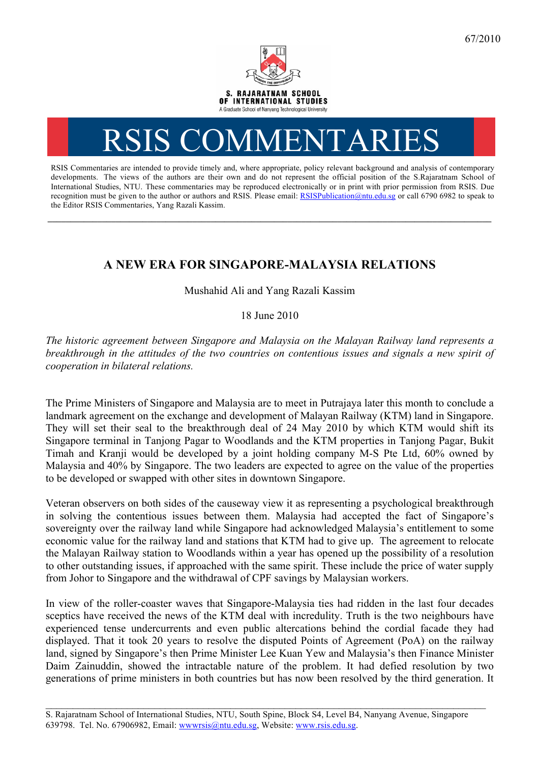67/2010

S. RAJARATNAM SCHOOL OF INTERNATIONAL STUDIES
A Graduate School of Nanyang Technological University

# RSIS COMMENTARIES

RSIS Commentaries are intended to provide timely and, where appropriate, policy relevant background and analysis of contemporary developments. The views of the authors are their own and do not represent the official position of the S.Rajaratnam School of International Studies, NTU. These commentaries may be reproduced electronically or in print with prior permission from RSIS. Due recognition must be given to the author or authors and RSIS. Please email: RSISPublication@ntu.edu.sg or call 6790 6982 to speak to the Editor RSIS Commentaries, Yang Razali Kassim.

---

## A NEW ERA FOR SINGAPORE-MALAYSIA RELATIONS

Mushahid Ali and Yang Razali Kassim

18 June 2010

*The historic agreement between Singapore and Malaysia on the Malayan Railway land represents a breakthrough in the attitudes of the two countries on contentious issues and signals a new spirit of cooperation in bilateral relations.*

The Prime Ministers of Singapore and Malaysia are to meet in Putrajaya later this month to conclude a landmark agreement on the exchange and development of Malayan Railway (KTM) land in Singapore. They will set their seal to the breakthrough deal of 24 May 2010 by which KTM would shift its Singapore terminal in Tanjong Pagar to Woodlands and the KTM properties in Tanjong Pagar, Bukit Timah and Kranji would be developed by a joint holding company M-S Pte Ltd, 60% owned by Malaysia and 40% by Singapore. The two leaders are expected to agree on the value of the properties to be developed or swapped with other sites in downtown Singapore.

Veteran observers on both sides of the causeway view it as representing a psychological breakthrough in solving the contentious issues between them. Malaysia had accepted the fact of Singapore's sovereignty over the railway land while Singapore had acknowledged Malaysia's entitlement to some economic value for the railway land and stations that KTM had to give up. The agreement to relocate the Malayan Railway station to Woodlands within a year has opened up the possibility of a resolution to other outstanding issues, if approached with the same spirit. These include the price of water supply from Johor to Singapore and the withdrawal of CPF savings by Malaysian workers.

In view of the roller-coaster waves that Singapore-Malaysia ties had ridden in the last four decades sceptics have received the news of the KTM deal with incredulity. Truth is the two neighbours have experienced tense undercurrents and even public altercations behind the cordial facade they had displayed. That it took 20 years to resolve the disputed Points of Agreement (PoA) on the railway land, signed by Singapore's then Prime Minister Lee Kuan Yew and Malaysia's then Finance Minister Daim Zainuddin, showed the intractable nature of the problem. It had defied resolution by two generations of prime ministers in both countries but has now been resolved by the third generation. It

---

S. Rajaratnam School of International Studies, NTU, South Spine, Block S4, Level B4, Nanyang Avenue, Singapore 639798. Tel. No. 67906982, Email: wwwrsis@ntu.edu.sg, Website: www.rsis.edu.sg.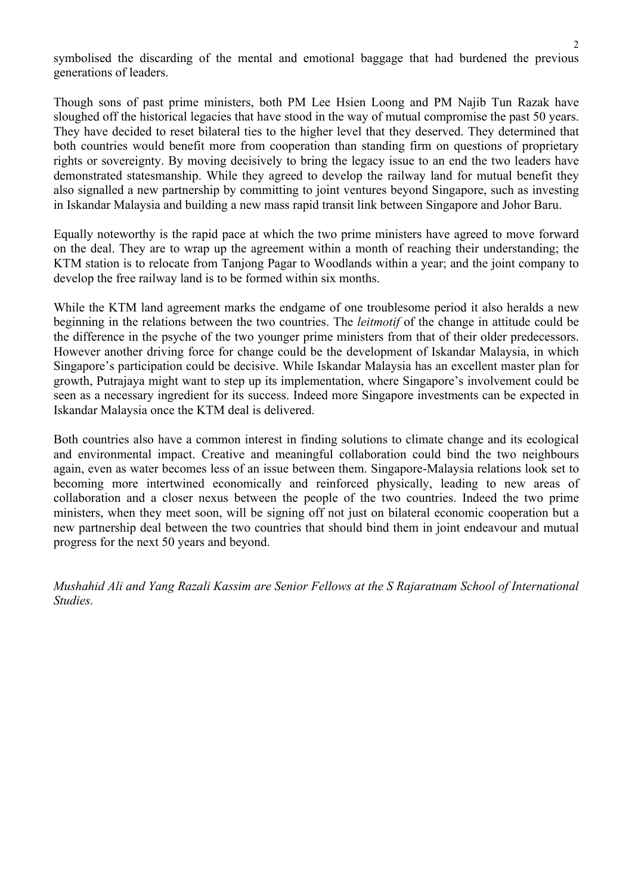symbolised the discarding of the mental and emotional baggage that had burdened the previous generations of leaders.

Though sons of past prime ministers, both PM Lee Hsien Loong and PM Najib Tun Razak have sloughed off the historical legacies that have stood in the way of mutual compromise the past 50 years. They have decided to reset bilateral ties to the higher level that they deserved. They determined that both countries would benefit more from cooperation than standing firm on questions of proprietary rights or sovereignty. By moving decisively to bring the legacy issue to an end the two leaders have demonstrated statesmanship. While they agreed to develop the railway land for mutual benefit they also signalled a new partnership by committing to joint ventures beyond Singapore, such as investing in Iskandar Malaysia and building a new mass rapid transit link between Singapore and Johor Baru.

Equally noteworthy is the rapid pace at which the two prime ministers have agreed to move forward on the deal. They are to wrap up the agreement within a month of reaching their understanding; the KTM station is to relocate from Tanjong Pagar to Woodlands within a year; and the joint company to develop the free railway land is to be formed within six months.

While the KTM land agreement marks the endgame of one troublesome period it also heralds a new beginning in the relations between the two countries. The *leitmotif* of the change in attitude could be the difference in the psyche of the two younger prime ministers from that of their older predecessors. However another driving force for change could be the development of Iskandar Malaysia, in which Singapore's participation could be decisive. While Iskandar Malaysia has an excellent master plan for growth, Putrajaya might want to step up its implementation, where Singapore's involvement could be seen as a necessary ingredient for its success. Indeed more Singapore investments can be expected in Iskandar Malaysia once the KTM deal is delivered.

Both countries also have a common interest in finding solutions to climate change and its ecological and environmental impact. Creative and meaningful collaboration could bind the two neighbours again, even as water becomes less of an issue between them. Singapore-Malaysia relations look set to becoming more intertwined economically and reinforced physically, leading to new areas of collaboration and a closer nexus between the people of the two countries. Indeed the two prime ministers, when they meet soon, will be signing off not just on bilateral economic cooperation but a new partnership deal between the two countries that should bind them in joint endeavour and mutual progress for the next 50 years and beyond.

*Mushahid Ali and Yang Razali Kassim are Senior Fellows at the S Rajaratnam School of International Studies.*